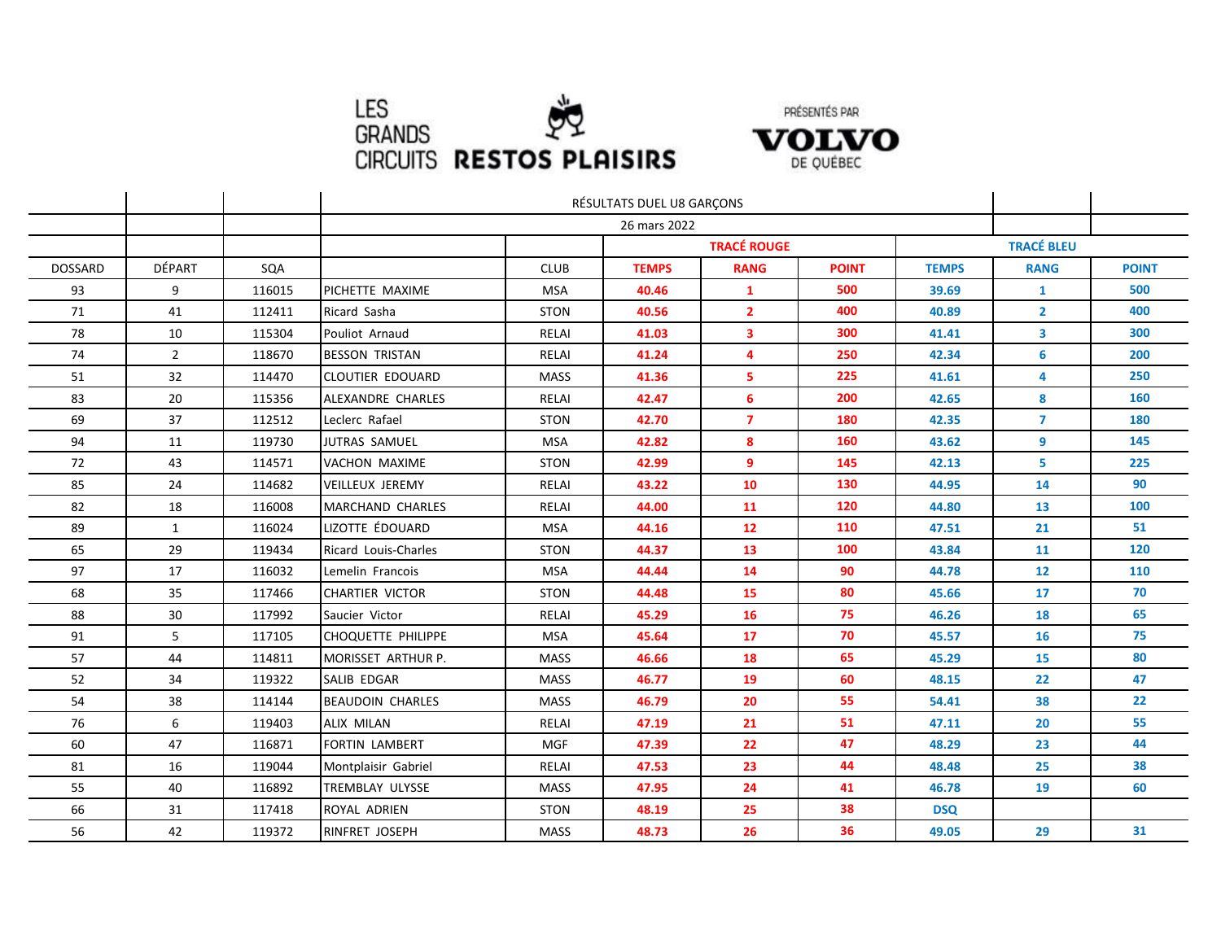LES GRANDS CIRCUITS **RESTOS PLAISIRS**

PRÉSENTÉS PAR **VOLVO** DE QUÉBEC

| | | | RÉSULTATS DUEL U8 GARÇONS | | | | | | | |
|---|---|---|---|---|---|---|---|---|---|---|
| | | | 26 mars 2022 | | | | | | | |
| | | | | | **TRACÉ ROUGE** | | | **TRACÉ BLEU** | | |
| DOSSARD | DÉPART | SQA | | CLUB | **TEMPS** | **RANG** | **POINT** | **TEMPS** | **RANG** | **POINT** |
| 93 | 9 | 116015 | PICHETTE MAXIME | MSA | **40.46** | **1** | **500** | **39.69** | **1** | **500** |
| 71 | 41 | 112411 | Ricard Sasha | STON | **40.56** | **2** | **400** | **40.89** | **2** | **400** |
| 78 | 10 | 115304 | Pouliot Arnaud | RELAI | **41.03** | **3** | **300** | **41.41** | **3** | **300** |
| 74 | 2 | 118670 | BESSON TRISTAN | RELAI | **41.24** | **4** | **250** | **42.34** | **6** | **200** |
| 51 | 32 | 114470 | CLOUTIER EDOUARD | MASS | **41.36** | **5** | **225** | **41.61** | **4** | **250** |
| 83 | 20 | 115356 | ALEXANDRE CHARLES | RELAI | **42.47** | **6** | **200** | **42.65** | **8** | **160** |
| 69 | 37 | 112512 | Leclerc Rafael | STON | **42.70** | **7** | **180** | **42.35** | **7** | **180** |
| 94 | 11 | 119730 | JUTRAS SAMUEL | MSA | **42.82** | **8** | **160** | **43.62** | **9** | **145** |
| 72 | 43 | 114571 | VACHON MAXIME | STON | **42.99** | **9** | **145** | **42.13** | **5** | **225** |
| 85 | 24 | 114682 | VEILLEUX JEREMY | RELAI | **43.22** | **10** | **130** | **44.95** | **14** | **90** |
| 82 | 18 | 116008 | MARCHAND CHARLES | RELAI | **44.00** | **11** | **120** | **44.80** | **13** | **100** |
| 89 | 1 | 116024 | LIZOTTE ÉDOUARD | MSA | **44.16** | **12** | **110** | **47.51** | **21** | **51** |
| 65 | 29 | 119434 | Ricard Louis-Charles | STON | **44.37** | **13** | **100** | **43.84** | **11** | **120** |
| 97 | 17 | 116032 | Lemelin Francois | MSA | **44.44** | **14** | **90** | **44.78** | **12** | **110** |
| 68 | 35 | 117466 | CHARTIER VICTOR | STON | **44.48** | **15** | **80** | **45.66** | **17** | **70** |
| 88 | 30 | 117992 | Saucier Victor | RELAI | **45.29** | **16** | **75** | **46.26** | **18** | **65** |
| 91 | 5 | 117105 | CHOQUETTE PHILIPPE | MSA | **45.64** | **17** | **70** | **45.57** | **16** | **75** |
| 57 | 44 | 114811 | MORISSET ARTHUR P. | MASS | **46.66** | **18** | **65** | **45.29** | **15** | **80** |
| 52 | 34 | 119322 | SALIB EDGAR | MASS | **46.77** | **19** | **60** | **48.15** | **22** | **47** |
| 54 | 38 | 114144 | BEAUDOIN CHARLES | MASS | **46.79** | **20** | **55** | **54.41** | **38** | **22** |
| 76 | 6 | 119403 | ALIX MILAN | RELAI | **47.19** | **21** | **51** | **47.11** | **20** | **55** |
| 60 | 47 | 116871 | FORTIN LAMBERT | MGF | **47.39** | **22** | **47** | **48.29** | **23** | **44** |
| 81 | 16 | 119044 | Montplaisir Gabriel | RELAI | **47.53** | **23** | **44** | **48.48** | **25** | **38** |
| 55 | 40 | 116892 | TREMBLAY ULYSSE | MASS | **47.95** | **24** | **41** | **46.78** | **19** | **60** |
| 66 | 31 | 117418 | ROYAL ADRIEN | STON | **48.19** | **25** | **38** | **DSQ** | | |
| 56 | 42 | 119372 | RINFRET JOSEPH | MASS | **48.73** | **26** | **36** | **49.05** | **29** | **31** |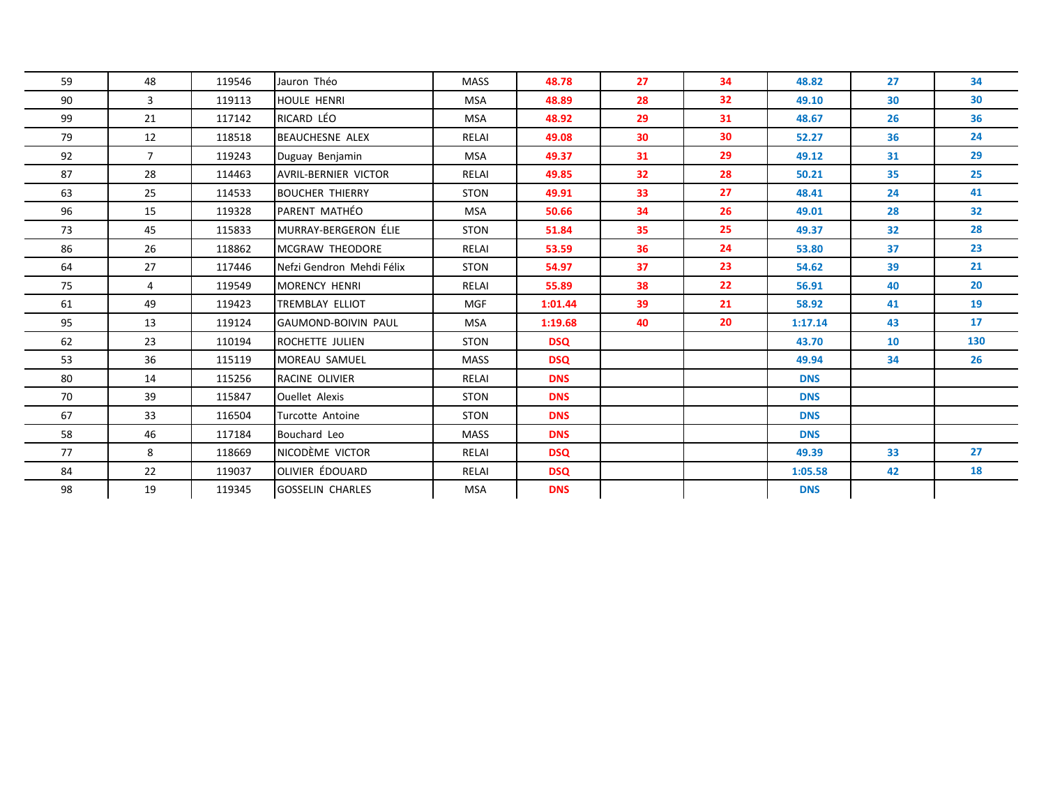| | | | | | | | | | | |
|---|---|---|---|---|---|---|---|---|---|---|
| 59 | 48 | 119546 | Jauron Théo | MASS | 48.78 | 27 | 34 | 48.82 | 27 | 34 |
| 90 | 3 | 119113 | HOULE HENRI | MSA | 48.89 | 28 | 32 | 49.10 | 30 | 30 |
| 99 | 21 | 117142 | RICARD LÉO | MSA | 48.92 | 29 | 31 | 48.67 | 26 | 36 |
| 79 | 12 | 118518 | BEAUCHESNE ALEX | RELAI | 49.08 | 30 | 30 | 52.27 | 36 | 24 |
| 92 | 7 | 119243 | Duguay Benjamin | MSA | 49.37 | 31 | 29 | 49.12 | 31 | 29 |
| 87 | 28 | 114463 | AVRIL-BERNIER VICTOR | RELAI | 49.85 | 32 | 28 | 50.21 | 35 | 25 |
| 63 | 25 | 114533 | BOUCHER THIERRY | STON | 49.91 | 33 | 27 | 48.41 | 24 | 41 |
| 96 | 15 | 119328 | PARENT MATHÉO | MSA | 50.66 | 34 | 26 | 49.01 | 28 | 32 |
| 73 | 45 | 115833 | MURRAY-BERGERON ÉLIE | STON | 51.84 | 35 | 25 | 49.37 | 32 | 28 |
| 86 | 26 | 118862 | MCGRAW THEODORE | RELAI | 53.59 | 36 | 24 | 53.80 | 37 | 23 |
| 64 | 27 | 117446 | Nefzi Gendron Mehdi Félix | STON | 54.97 | 37 | 23 | 54.62 | 39 | 21 |
| 75 | 4 | 119549 | MORENCY HENRI | RELAI | 55.89 | 38 | 22 | 56.91 | 40 | 20 |
| 61 | 49 | 119423 | TREMBLAY ELLIOT | MGF | 1:01.44 | 39 | 21 | 58.92 | 41 | 19 |
| 95 | 13 | 119124 | GAUMOND-BOIVIN PAUL | MSA | 1:19.68 | 40 | 20 | 1:17.14 | 43 | 17 |
| 62 | 23 | 110194 | ROCHETTE JULIEN | STON | DSQ | | | 43.70 | 10 | 130 |
| 53 | 36 | 115119 | MOREAU SAMUEL | MASS | DSQ | | | 49.94 | 34 | 26 |
| 80 | 14 | 115256 | RACINE OLIVIER | RELAI | DNS | | | DNS | | |
| 70 | 39 | 115847 | Ouellet Alexis | STON | DNS | | | DNS | | |
| 67 | 33 | 116504 | Turcotte Antoine | STON | DNS | | | DNS | | |
| 58 | 46 | 117184 | Bouchard Leo | MASS | DNS | | | DNS | | |
| 77 | 8 | 118669 | NICODÈME VICTOR | RELAI | DSQ | | | 49.39 | 33 | 27 |
| 84 | 22 | 119037 | OLIVIER ÉDOUARD | RELAI | DSQ | | | 1:05.58 | 42 | 18 |
| 98 | 19 | 119345 | GOSSELIN CHARLES | MSA | DNS | | | DNS | | |